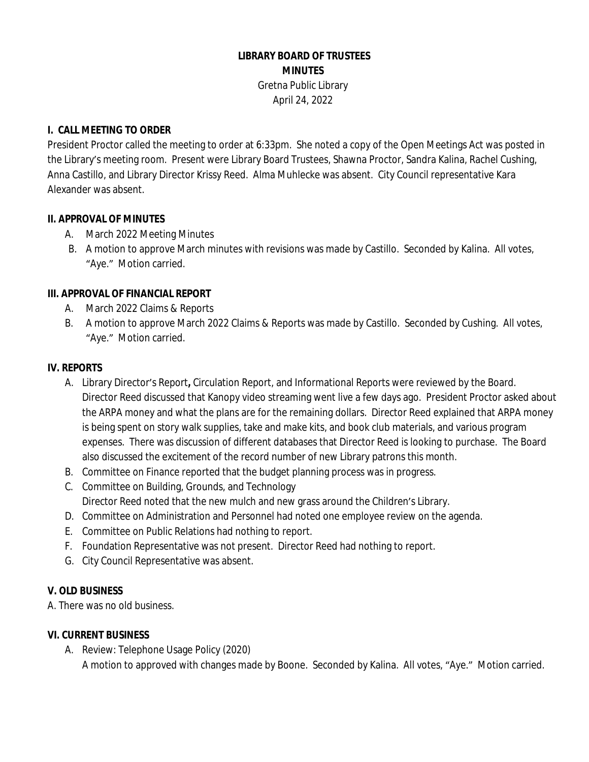**LIBRARY BOARD OF TRUSTEES**
**MINUTES**
Gretna Public Library
April 24, 2022

**I. CALL MEETING TO ORDER**

President Proctor called the meeting to order at 6:33pm. She noted a copy of the Open Meetings Act was posted in the Library's meeting room. Present were Library Board Trustees, Shawna Proctor, Sandra Kalina, Rachel Cushing, Anna Castillo, and Library Director Krissy Reed. Alma Muhlecke was absent. City Council representative Kara Alexander was absent.

**II. APPROVAL OF MINUTES**

A. March 2022 Meeting Minutes
B. A motion to approve March minutes with revisions was made by Castillo. Seconded by Kalina. All votes, "Aye." Motion carried.

**III. APPROVAL OF FINANCIAL REPORT**

A. March 2022 Claims & Reports
B. A motion to approve March 2022 Claims & Reports was made by Castillo. Seconded by Cushing. All votes, "Aye." Motion carried.

**IV. REPORTS**

A. Library Director's Report**,** Circulation Report, and Informational Reports were reviewed by the Board. Director Reed discussed that Kanopy video streaming went live a few days ago. President Proctor asked about the ARPA money and what the plans are for the remaining dollars. Director Reed explained that ARPA money is being spent on story walk supplies, take and make kits, and book club materials, and various program expenses. There was discussion of different databases that Director Reed is looking to purchase. The Board also discussed the excitement of the record number of new Library patrons this month.
B. Committee on Finance reported that the budget planning process was in progress.
C. Committee on Building, Grounds, and Technology
Director Reed noted that the new mulch and new grass around the Children's Library.
D. Committee on Administration and Personnel had noted one employee review on the agenda.
E. Committee on Public Relations had nothing to report.
F. Foundation Representative was not present. Director Reed had nothing to report.
G. City Council Representative was absent.

**V. OLD BUSINESS**

A. There was no old business.

**VI. CURRENT BUSINESS**

A. Review: Telephone Usage Policy (2020)
A motion to approved with changes made by Boone. Seconded by Kalina. All votes, "Aye." Motion carried.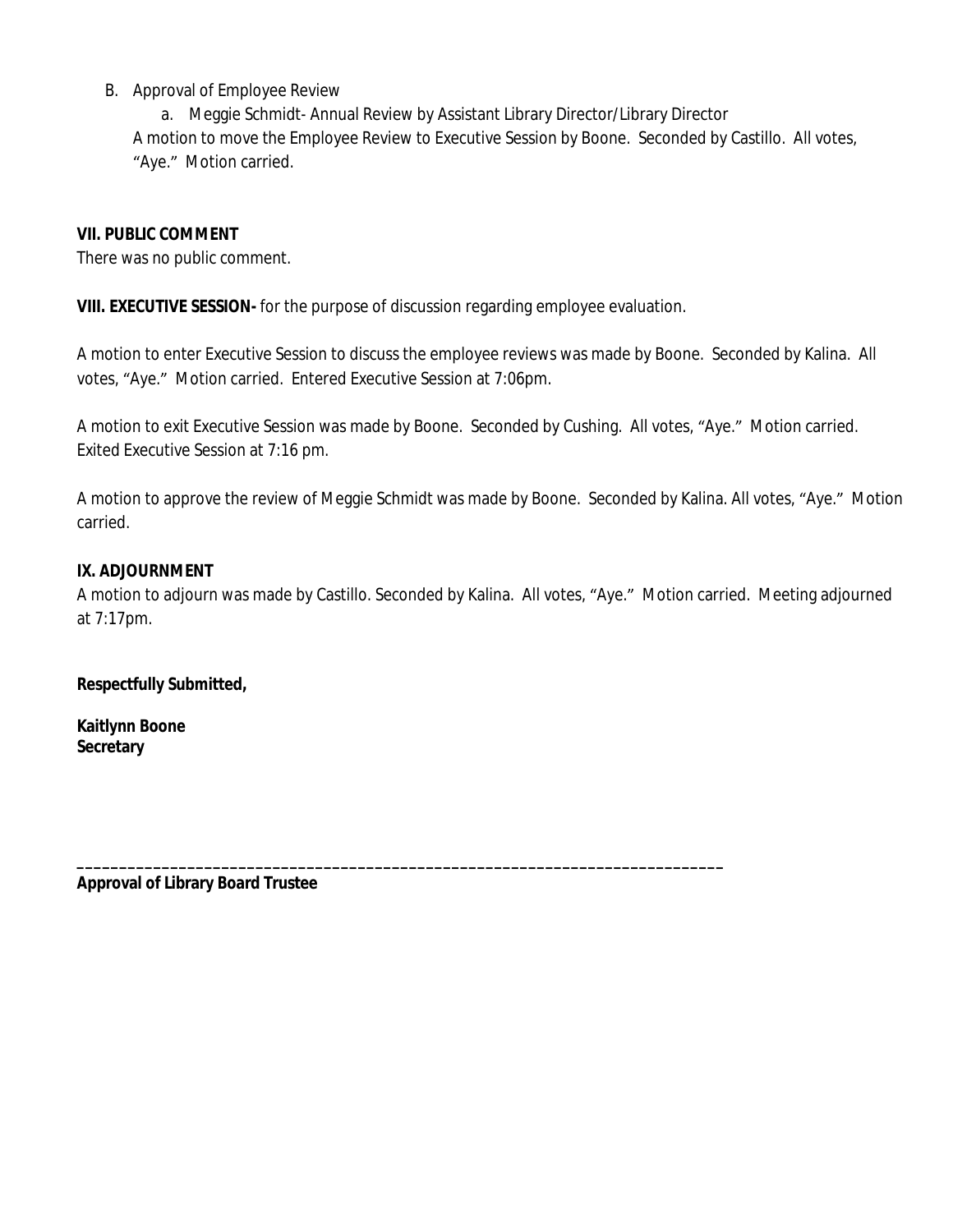B. Approval of Employee Review

   a. Meggie Schmidt- Annual Review by Assistant Library Director/Library Director

   A motion to move the Employee Review to Executive Session by Boone. Seconded by Castillo. All votes, "Aye." Motion carried.

**VII. PUBLIC COMMENT**

There was no public comment.

**VIII. EXECUTIVE SESSION-** for the purpose of discussion regarding employee evaluation.

A motion to enter Executive Session to discuss the employee reviews was made by Boone. Seconded by Kalina. All votes, "Aye." Motion carried. Entered Executive Session at 7:06pm.

A motion to exit Executive Session was made by Boone. Seconded by Cushing. All votes, "Aye." Motion carried. Exited Executive Session at 7:16 pm.

A motion to approve the review of Meggie Schmidt was made by Boone. Seconded by Kalina. All votes, "Aye." Motion carried.

**IX. ADJOURNMENT**

A motion to adjourn was made by Castillo. Seconded by Kalina. All votes, "Aye." Motion carried. Meeting adjourned at 7:17pm.

**Respectfully Submitted,**

**Kaitlynn Boone**
**Secretary**

\_\_\_\_\_\_\_\_\_\_\_\_\_\_\_\_\_\_\_\_\_\_\_\_\_\_\_\_\_\_\_\_\_\_\_\_\_\_\_\_\_\_\_\_\_\_\_\_\_\_\_\_\_\_\_\_\_\_\_\_\_\_\_\_\_\_\_\_\_\_\_\_\_\_

**Approval of Library Board Trustee**